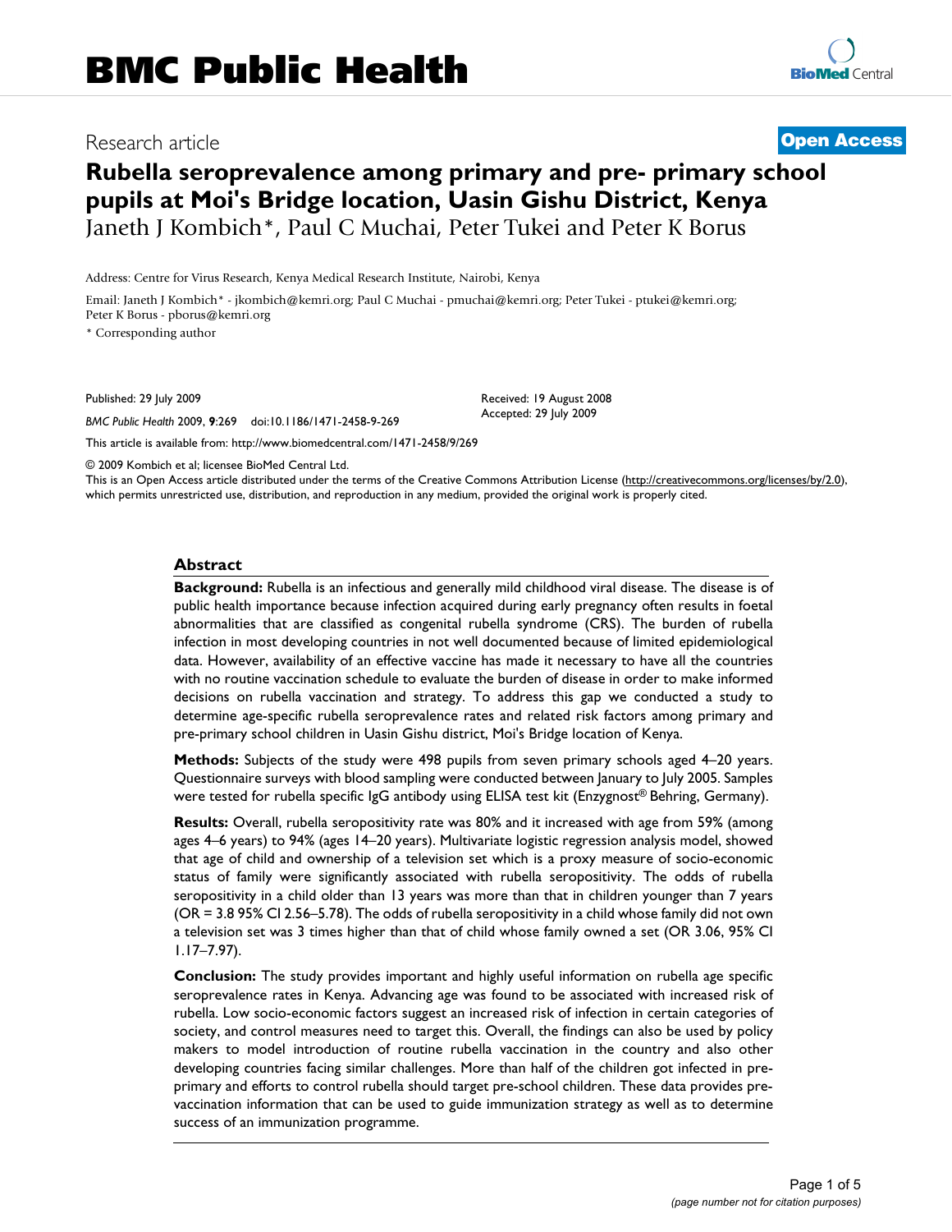# Rubella seroprevalence among primary and pre- primary school pupils at Moi's Bridge location, Uasin Gishu District, Kenya

Janeth J Kombich*, Paul C Muchai, Peter Tukei and Peter K Borus

Address: Centre for Virus Research, Kenya Medical Research Institute, Nairobi, Kenya

Email: Janeth J Kombich* - jkombich@kemri.org; Paul C Muchai - pmuchai@kemri.org; Peter Tukei - ptukei@kemri.org; Peter K Borus - pborus@kemri.org

\* Corresponding author

Published: 29 July 2009

Received: 19 August 2008

Accepted: 29 July 2009

*BMC Public Health* 2009, **9**:269 doi:10.1186/1471-2458-9-269

This article is available from: http://www.biomedcentral.com/1471-2458/9/269

© 2009 Kombich et al; licensee BioMed Central Ltd.

This is an Open Access article distributed under the terms of the Creative Commons Attribution License (http://creativecommons.org/licenses/by/2.0), which permits unrestricted use, distribution, and reproduction in any medium, provided the original work is properly cited.

## Abstract

**Background:** Rubella is an infectious and generally mild childhood viral disease. The disease is of public health importance because infection acquired during early pregnancy often results in foetal abnormalities that are classified as congenital rubella syndrome (CRS). The burden of rubella infection in most developing countries in not well documented because of limited epidemiological data. However, availability of an effective vaccine has made it necessary to have all the countries with no routine vaccination schedule to evaluate the burden of disease in order to make informed decisions on rubella vaccination and strategy. To address this gap we conducted a study to determine age-specific rubella seroprevalence rates and related risk factors among primary and pre-primary school children in Uasin Gishu district, Moi's Bridge location of Kenya.

**Methods:** Subjects of the study were 498 pupils from seven primary schools aged 4–20 years. Questionnaire surveys with blood sampling were conducted between January to July 2005. Samples were tested for rubella specific IgG antibody using ELISA test kit (Enzygnost® Behring, Germany).

**Results:** Overall, rubella seropositivity rate was 80% and it increased with age from 59% (among ages 4–6 years) to 94% (ages 14–20 years). Multivariate logistic regression analysis model, showed that age of child and ownership of a television set which is a proxy measure of socio-economic status of family were significantly associated with rubella seropositivity. The odds of rubella seropositivity in a child older than 13 years was more than that in children younger than 7 years (OR = 3.8 95% CI 2.56–5.78). The odds of rubella seropositivity in a child whose family did not own a television set was 3 times higher than that of child whose family owned a set (OR 3.06, 95% CI 1.17–7.97).

**Conclusion:** The study provides important and highly useful information on rubella age specific seroprevalence rates in Kenya. Advancing age was found to be associated with increased risk of rubella. Low socio-economic factors suggest an increased risk of infection in certain categories of society, and control measures need to target this. Overall, the findings can also be used by policy makers to model introduction of routine rubella vaccination in the country and also other developing countries facing similar challenges. More than half of the children got infected in pre-primary and efforts to control rubella should target pre-school children. These data provides pre-vaccination information that can be used to guide immunization strategy as well as to determine success of an immunization programme.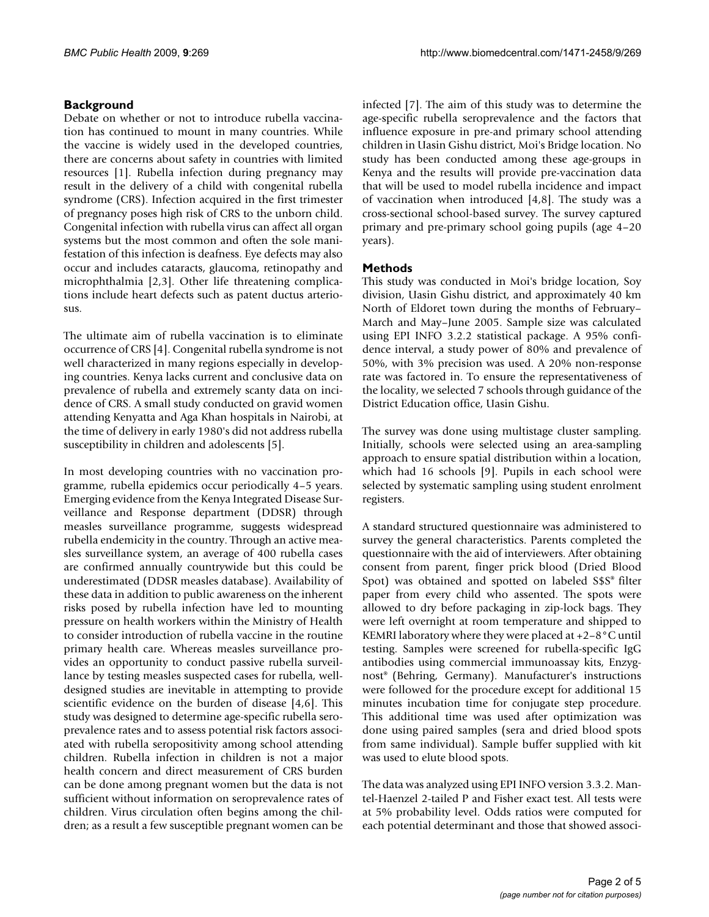## Background

Debate on whether or not to introduce rubella vaccination has continued to mount in many countries. While the vaccine is widely used in the developed countries, there are concerns about safety in countries with limited resources [1]. Rubella infection during pregnancy may result in the delivery of a child with congenital rubella syndrome (CRS). Infection acquired in the first trimester of pregnancy poses high risk of CRS to the unborn child. Congenital infection with rubella virus can affect all organ systems but the most common and often the sole manifestation of this infection is deafness. Eye defects may also occur and includes cataracts, glaucoma, retinopathy and microphthalmia [2,3]. Other life threatening complications include heart defects such as patent ductus arteriosus.

The ultimate aim of rubella vaccination is to eliminate occurrence of CRS [4]. Congenital rubella syndrome is not well characterized in many regions especially in developing countries. Kenya lacks current and conclusive data on prevalence of rubella and extremely scanty data on incidence of CRS. A small study conducted on gravid women attending Kenyatta and Aga Khan hospitals in Nairobi, at the time of delivery in early 1980's did not address rubella susceptibility in children and adolescents [5].

In most developing countries with no vaccination programme, rubella epidemics occur periodically 4–5 years. Emerging evidence from the Kenya Integrated Disease Surveillance and Response department (DDSR) through measles surveillance programme, suggests widespread rubella endemicity in the country. Through an active measles surveillance system, an average of 400 rubella cases are confirmed annually countrywide but this could be underestimated (DDSR measles database). Availability of these data in addition to public awareness on the inherent risks posed by rubella infection have led to mounting pressure on health workers within the Ministry of Health to consider introduction of rubella vaccine in the routine primary health care. Whereas measles surveillance provides an opportunity to conduct passive rubella surveillance by testing measles suspected cases for rubella, well-designed studies are inevitable in attempting to provide scientific evidence on the burden of disease [4,6]. This study was designed to determine age-specific rubella seroprevalence rates and to assess potential risk factors associated with rubella seropositivity among school attending children. Rubella infection in children is not a major health concern and direct measurement of CRS burden can be done among pregnant women but the data is not sufficient without information on seroprevalence rates of children. Virus circulation often begins among the children; as a result a few susceptible pregnant women can be infected [7]. The aim of this study was to determine the age-specific rubella seroprevalence and the factors that influence exposure in pre-and primary school attending children in Uasin Gishu district, Moi's Bridge location. No study has been conducted among these age-groups in Kenya and the results will provide pre-vaccination data that will be used to model rubella incidence and impact of vaccination when introduced [4,8]. The study was a cross-sectional school-based survey. The survey captured primary and pre-primary school going pupils (age 4–20 years).

## Methods

This study was conducted in Moi's bridge location, Soy division, Uasin Gishu district, and approximately 40 km North of Eldoret town during the months of February–March and May–June 2005. Sample size was calculated using EPI INFO 3.2.2 statistical package. A 95% confidence interval, a study power of 80% and prevalence of 50%, with 3% precision was used. A 20% non-response rate was factored in. To ensure the representativeness of the locality, we selected 7 schools through guidance of the District Education office, Uasin Gishu.

The survey was done using multistage cluster sampling. Initially, schools were selected using an area-sampling approach to ensure spatial distribution within a location, which had 16 schools [9]. Pupils in each school were selected by systematic sampling using student enrolment registers.

A standard structured questionnaire was administered to survey the general characteristics. Parents completed the questionnaire with the aid of interviewers. After obtaining consent from parent, finger prick blood (Dried Blood Spot) was obtained and spotted on labeled S$S® filter paper from every child who assented. The spots were allowed to dry before packaging in zip-lock bags. They were left overnight at room temperature and shipped to KEMRI laboratory where they were placed at +2–8°C until testing. Samples were screened for rubella-specific IgG antibodies using commercial immunoassay kits, Enzygnost® (Behring, Germany). Manufacturer's instructions were followed for the procedure except for additional 15 minutes incubation time for conjugate step procedure. This additional time was used after optimization was done using paired samples (sera and dried blood spots from same individual). Sample buffer supplied with kit was used to elute blood spots.

The data was analyzed using EPI INFO version 3.3.2. Mantel-Haenzel 2-tailed P and Fisher exact test. All tests were at 5% probability level. Odds ratios were computed for each potential determinant and those that showed associ-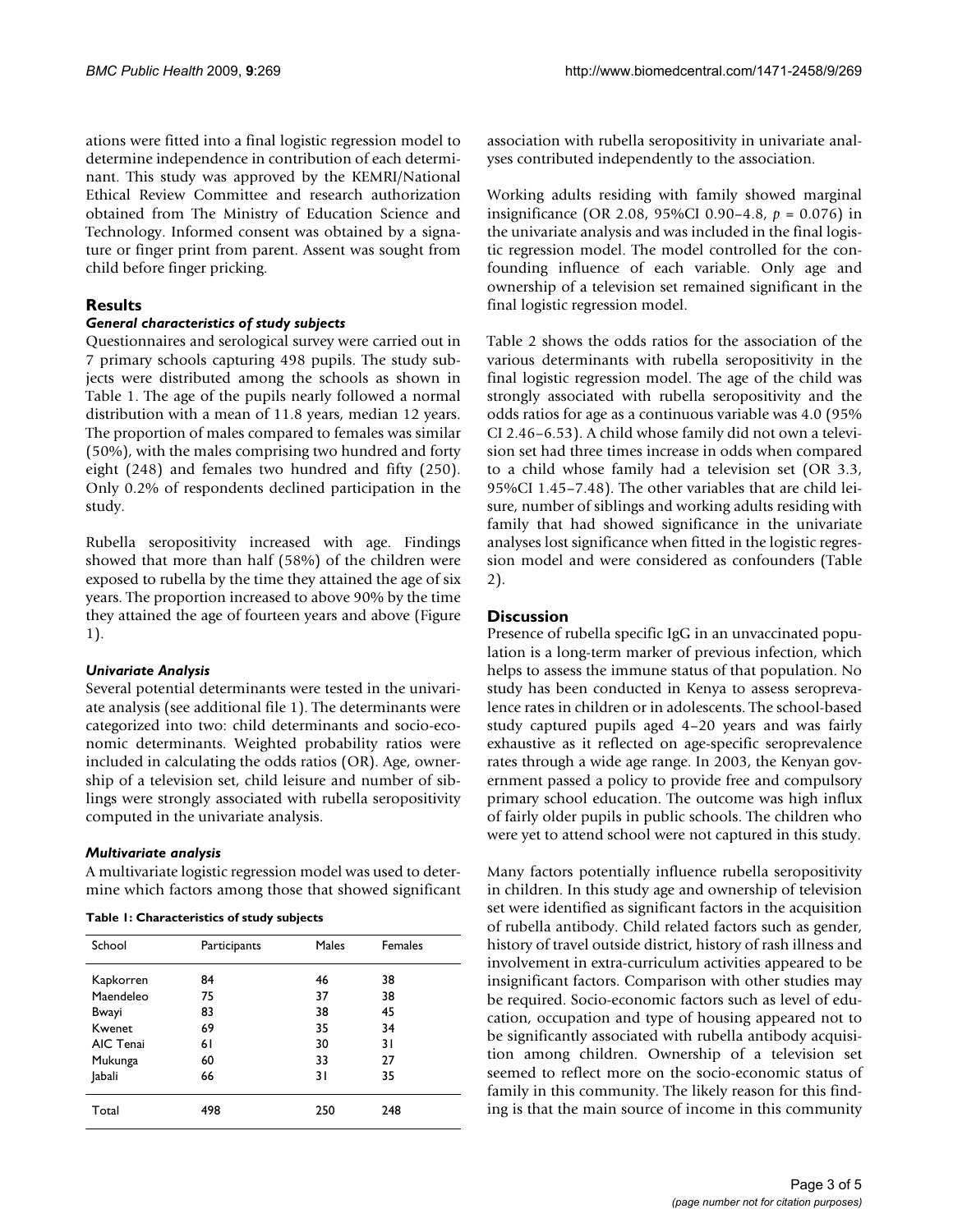ations were fitted into a final logistic regression model to determine independence in contribution of each determinant. This study was approved by the KEMRI/National Ethical Review Committee and research authorization obtained from The Ministry of Education Science and Technology. Informed consent was obtained by a signature or finger print from parent. Assent was sought from child before finger pricking.

## Results

### *General characteristics of study subjects*

Questionnaires and serological survey were carried out in 7 primary schools capturing 498 pupils. The study subjects were distributed among the schools as shown in Table 1. The age of the pupils nearly followed a normal distribution with a mean of 11.8 years, median 12 years. The proportion of males compared to females was similar (50%), with the males comprising two hundred and forty eight (248) and females two hundred and fifty (250). Only 0.2% of respondents declined participation in the study.

Rubella seropositivity increased with age. Findings showed that more than half (58%) of the children were exposed to rubella by the time they attained the age of six years. The proportion increased to above 90% by the time they attained the age of fourteen years and above (Figure 1).

### *Univariate Analysis*

Several potential determinants were tested in the univariate analysis (see additional file 1). The determinants were categorized into two: child determinants and socio-economic determinants. Weighted probability ratios were included in calculating the odds ratios (OR). Age, ownership of a television set, child leisure and number of siblings were strongly associated with rubella seropositivity computed in the univariate analysis.

### *Multivariate analysis*

A multivariate logistic regression model was used to determine which factors among those that showed significant association with rubella seropositivity in univariate analyses contributed independently to the association.

**Table 1: Characteristics of study subjects**

| School | Participants | Males | Females |
|---|---|---|---|
| Kapkorren | 84 | 46 | 38 |
| Maendeleo | 75 | 37 | 38 |
| Bwayi | 83 | 38 | 45 |
| Kwenet | 69 | 35 | 34 |
| AIC Tenai | 61 | 30 | 31 |
| Mukunga | 60 | 33 | 27 |
| Jabali | 66 | 31 | 35 |
| Total | 498 | 250 | 248 |

Working adults residing with family showed marginal insignificance (OR 2.08, 95%CI 0.90–4.8, $p = 0.076$) in the univariate analysis and was included in the final logistic regression model. The model controlled for the confounding influence of each variable. Only age and ownership of a television set remained significant in the final logistic regression model.

Table 2 shows the odds ratios for the association of the various determinants with rubella seropositivity in the final logistic regression model. The age of the child was strongly associated with rubella seropositivity and the odds ratios for age as a continuous variable was 4.0 (95% CI 2.46–6.53). A child whose family did not own a television set had three times increase in odds when compared to a child whose family had a television set (OR 3.3, 95%CI 1.45–7.48). The other variables that are child leisure, number of siblings and working adults residing with family that had showed significance in the univariate analyses lost significance when fitted in the logistic regression model and were considered as confounders (Table 2).

## Discussion

Presence of rubella specific IgG in an unvaccinated population is a long-term marker of previous infection, which helps to assess the immune status of that population. No study has been conducted in Kenya to assess seroprevalence rates in children or in adolescents. The school-based study captured pupils aged 4–20 years and was fairly exhaustive as it reflected on age-specific seroprevalence rates through a wide age range. In 2003, the Kenyan government passed a policy to provide free and compulsory primary school education. The outcome was high influx of fairly older pupils in public schools. The children who were yet to attend school were not captured in this study.

Many factors potentially influence rubella seropositivity in children. In this study age and ownership of television set were identified as significant factors in the acquisition of rubella antibody. Child related factors such as gender, history of travel outside district, history of rash illness and involvement in extra-curriculum activities appeared to be insignificant factors. Comparison with other studies may be required. Socio-economic factors such as level of education, occupation and type of housing appeared not to be significantly associated with rubella antibody acquisition among children. Ownership of a television set seemed to reflect more on the socio-economic status of family in this community. The likely reason for this finding is that the main source of income in this community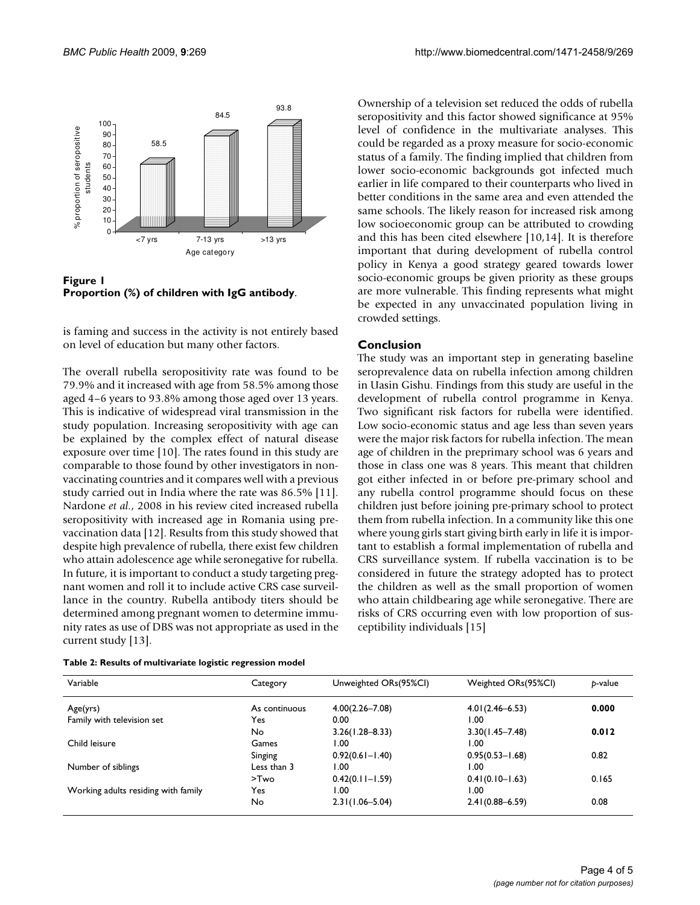**Figure 1**
**Proportion (%) of children with IgG antibody**.

is faming and success in the activity is not entirely based on level of education but many other factors.

The overall rubella seropositivity rate was found to be 79.9% and it increased with age from 58.5% among those aged 4–6 years to 93.8% among those aged over 13 years. This is indicative of widespread viral transmission in the study population. Increasing seropositivity with age can be explained by the complex effect of natural disease exposure over time [10]. The rates found in this study are comparable to those found by other investigators in non-vaccinating countries and it compares well with a previous study carried out in India where the rate was 86.5% [11]. Nardone *et al.*, 2008 in his review cited increased rubella seropositivity with increased age in Romania using pre-vaccination data [12]. Results from this study showed that despite high prevalence of rubella, there exist few children who attain adolescence age while seronegative for rubella. In future, it is important to conduct a study targeting pregnant women and roll it to include active CRS case surveillance in the country. Rubella antibody titers should be determined among pregnant women to determine immunity rates as use of DBS was not appropriate as used in the current study [13].

Ownership of a television set reduced the odds of rubella seropositivity and this factor showed significance at 95% level of confidence in the multivariate analyses. This could be regarded as a proxy measure for socio-economic status of a family. The finding implied that children from lower socio-economic backgrounds got infected much earlier in life compared to their counterparts who lived in better conditions in the same area and even attended the same schools. The likely reason for increased risk among low socioeconomic group can be attributed to crowding and this has been cited elsewhere [10,14]. It is therefore important that during development of rubella control policy in Kenya a good strategy geared towards lower socio-economic groups be given priority as these groups are more vulnerable. This finding represents what might be expected in any unvaccinated population living in crowded settings.

## Conclusion

The study was an important step in generating baseline seroprevalence data on rubella infection among children in Uasin Gishu. Findings from this study are useful in the development of rubella control programme in Kenya. Two significant risk factors for rubella were identified. Low socio-economic status and age less than seven years were the major risk factors for rubella infection. The mean age of children in the preprimary school was 6 years and those in class one was 8 years. This meant that children got either infected in or before pre-primary school and any rubella control programme should focus on these children just before joining pre-primary school to protect them from rubella infection. In a community like this one where young girls start giving birth early in life it is important to establish a formal implementation of rubella and CRS surveillance system. If rubella vaccination is to be considered in future the strategy adopted has to protect the children as well as the small proportion of women who attain childbearing age while seronegative. There are risks of CRS occurring even with low proportion of susceptibility individuals [15]

**Table 2: Results of multivariate logistic regression model**

| Variable | Category | Unweighted ORs(95%CI) | Weighted ORs(95%CI) | *p*-value |
|---|---|---|---|---|
| Age(yrs) | As continuous | 4.00(2.26–7.08) | 4.01(2.46–6.53) | **0.000** |
| Family with television set | Yes | 0.00 | 1.00 | |
| | No | 3.26(1.28–8.33) | 3.30(1.45–7.48) | **0.012** |
| Child leisure | Games | 1.00 | 1.00 | |
| | Singing | 0.92(0.61–1.40) | 0.95(0.53–1.68) | 0.82 |
| Number of siblings | Less than 3 | 1.00 | 1.00 | |
| | >Two | 0.42(0.11–1.59) | 0.41(0.10–1.63) | 0.165 |
| Working adults residing with family | Yes | 1.00 | 1.00 | |
| | No | 2.31(1.06–5.04) | 2.41(0.88–6.59) | 0.08 |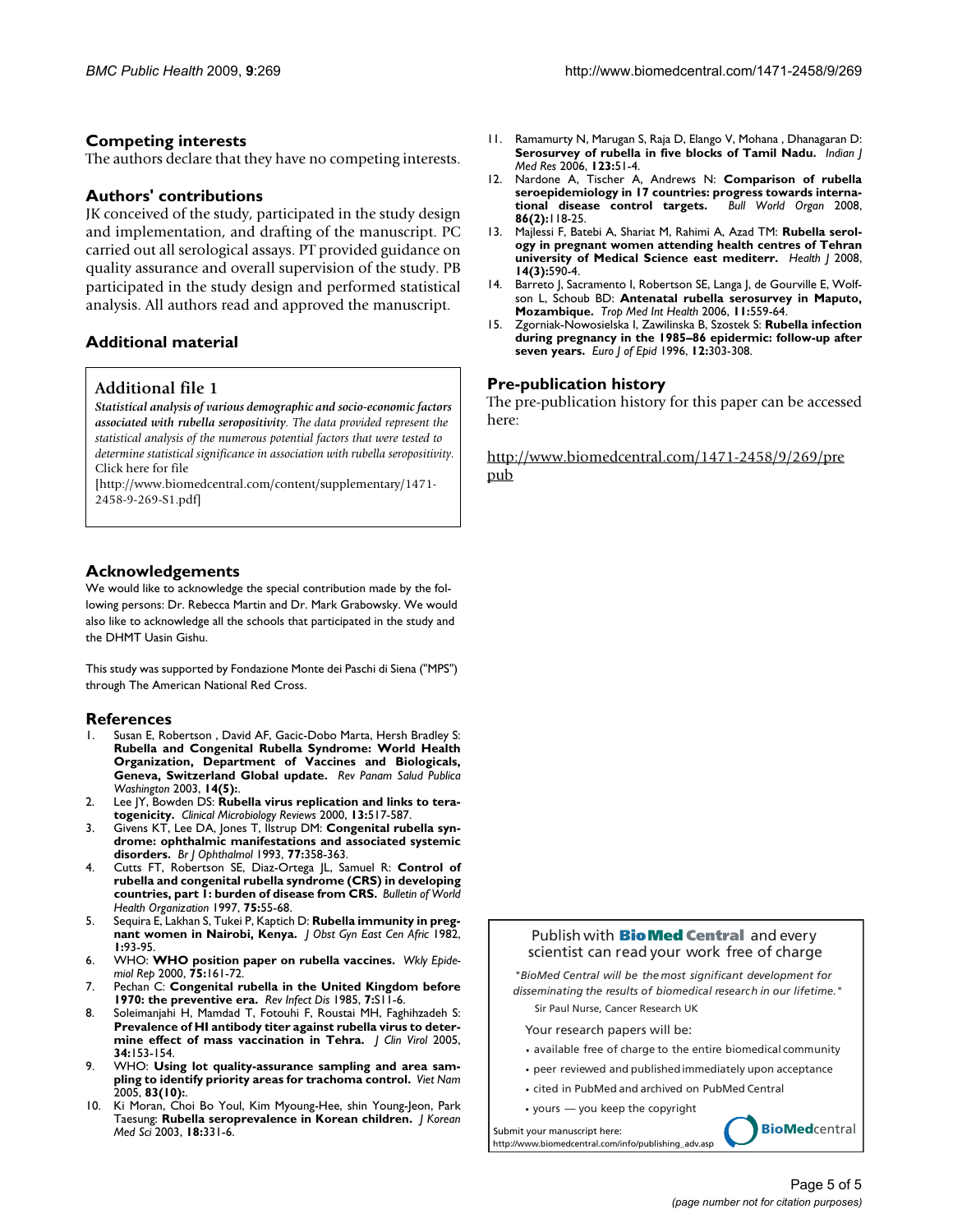## Competing interests

The authors declare that they have no competing interests.

## Authors' contributions

JK conceived of the study, participated in the study design and implementation, and drafting of the manuscript. PC carried out all serological assays. PT provided guidance on quality assurance and overall supervision of the study. PB participated in the study design and performed statistical analysis. All authors read and approved the manuscript.

## Additional material

### Additional file 1

***Statistical analysis of various demographic and socio-economic factors associated with rubella seropositivity****. The data provided represent the statistical analysis of the numerous potential factors that were tested to determine statistical significance in association with rubella seropositivity.*
Click here for file
[http://www.biomedcentral.com/content/supplementary/1471-2458-9-269-S1.pdf]

## Acknowledgements

We would like to acknowledge the special contribution made by the following persons: Dr. Rebecca Martin and Dr. Mark Grabowsky. We would also like to acknowledge all the schools that participated in the study and the DHMT Uasin Gishu.

This study was supported by Fondazione Monte dei Paschi di Siena ("MPS") through The American National Red Cross.

## References

1. Susan E, Robertson , David AF, Gacic-Dobo Marta, Hersh Bradley S: **Rubella and Congenital Rubella Syndrome: World Health Organization, Department of Vaccines and Biologicals, Geneva, Switzerland Global update.** *Rev Panam Salud Publica Washington* 2003, **14(5):**.
2. Lee JY, Bowden DS: **Rubella virus replication and links to teratogenicity.** *Clinical Microbiology Reviews* 2000, **13:**517-587.
3. Givens KT, Lee DA, Jones T, Ilstrup DM: **Congenital rubella syndrome: ophthalmic manifestations and associated systemic disorders.** *Br J Ophthalmol* 1993, **77:**358-363.
4. Cutts FT, Robertson SE, Diaz-Ortega JL, Samuel R: **Control of rubella and congenital rubella syndrome (CRS) in developing countries, part 1: burden of disease from CRS.** *Bulletin of World Health Organization* 1997, **75:**55-68.
5. Sequira E, Lakhan S, Tukei P, Kaptich D: **Rubella immunity in pregnant women in Nairobi, Kenya.** *J Obst Gyn East Cen Afric* 1982, **1:**93-95.
6. WHO: **WHO position paper on rubella vaccines.** *Wkly Epidemiol Rep* 2000, **75:**161-72.
7. Pechan C: **Congenital rubella in the United Kingdom before 1970: the preventive era.** *Rev Infect Dis* 1985, **7:**S11-6.
8. Soleimanjahi H, Mamdad T, Fotouhi F, Roustai MH, Faghihzadeh S: **Prevalence of HI antibody titer against rubella virus to determine effect of mass vaccination in Tehra.** *J Clin Virol* 2005, **34:**153-154.
9. WHO: **Using lot quality-assurance sampling and area sampling to identify priority areas for trachoma control.** *Viet Nam* 2005, **83(10):**.
10. Ki Moran, Choi Bo Youl, Kim Myoung-Hee, shin Young-Jeon, Park Taesung: **Rubella seroprevalence in Korean children.** *J Korean Med Sci* 2003, **18:**331-6.
11. Ramamurty N, Marugan S, Raja D, Elango V, Mohana , Dhanagaran D: **Serosurvey of rubella in five blocks of Tamil Nadu.** *Indian J Med Res* 2006, **123:**51-4.
12. Nardone A, Tischer A, Andrews N: **Comparison of rubella seroepidemiology in 17 countries: progress towards international disease control targets.** *Bull World Organ* 2008, **86(2):**118-25.
13. Majlessi F, Batebi A, Shariat M, Rahimi A, Azad TM: **Rubella serology in pregnant women attending health centres of Tehran university of Medical Science east mediterr.** *Health J* 2008, **14(3):**590-4.
14. Barreto J, Sacramento I, Robertson SE, Langa J, de Gourville E, Wolfson L, Schoub BD: **Antenatal rubella serosurvey in Maputo, Mozambique.** *Trop Med Int Health* 2006, **11:**559-64.
15. Zgorniak-Nowosielska I, Zawilinska B, Szostek S: **Rubella infection during pregnancy in the 1985–86 epidermic: follow-up after seven years.** *Euro J of Epid* 1996, **12:**303-308.

## Pre-publication history

The pre-publication history for this paper can be accessed here:

http://www.biomedcentral.com/1471-2458/9/269/prepub